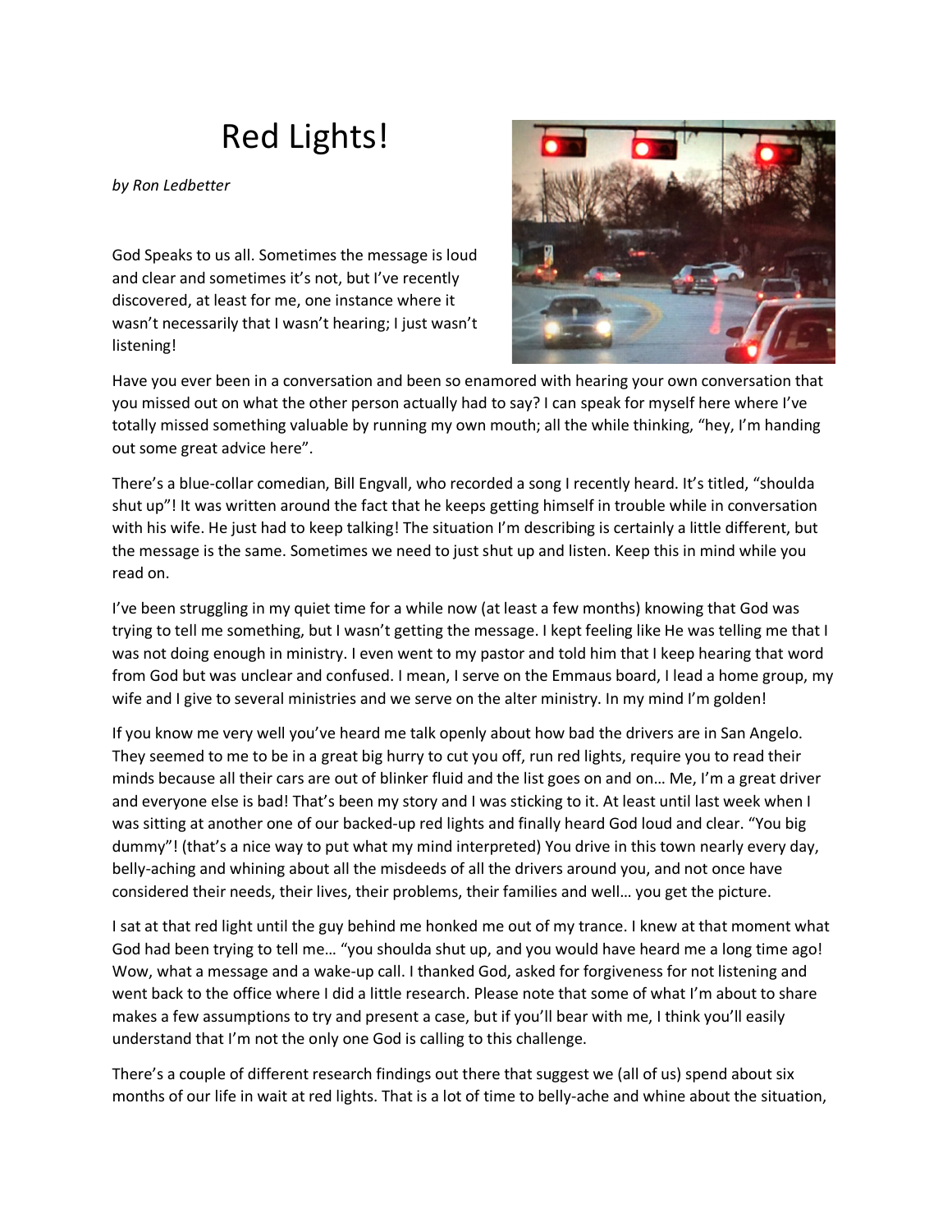# Red Lights!

*by Ron Ledbetter*

God Speaks to us all. Sometimes the message is loud and clear and sometimes it's not, but I've recently discovered, at least for me, one instance where it wasn't necessarily that I wasn't hearing; I just wasn't listening!

Have you ever been in a conversation and been so enamored with hearing your own conversation that you missed out on what the other person actually had to say? I can speak for myself here where I've totally missed something valuable by running my own mouth; all the while thinking, "hey, I'm handing out some great advice here".

There's a blue-collar comedian, Bill Engvall, who recorded a song I recently heard. It's titled, "shoulda shut up"! It was written around the fact that he keeps getting himself in trouble while in conversation with his wife. He just had to keep talking! The situation I'm describing is certainly a little different, but the message is the same. Sometimes we need to just shut up and listen. Keep this in mind while you read on.

I've been struggling in my quiet time for a while now (at least a few months) knowing that God was trying to tell me something, but I wasn't getting the message. I kept feeling like He was telling me that I was not doing enough in ministry. I even went to my pastor and told him that I keep hearing that word from God but was unclear and confused. I mean, I serve on the Emmaus board, I lead a home group, my wife and I give to several ministries and we serve on the alter ministry. In my mind I'm golden!

If you know me very well you've heard me talk openly about how bad the drivers are in San Angelo. They seemed to me to be in a great big hurry to cut you off, run red lights, require you to read their minds because all their cars are out of blinker fluid and the list goes on and on… Me, I'm a great driver and everyone else is bad! That's been my story and I was sticking to it. At least until last week when I was sitting at another one of our backed-up red lights and finally heard God loud and clear. "You big dummy"! (that's a nice way to put what my mind interpreted) You drive in this town nearly every day, belly-aching and whining about all the misdeeds of all the drivers around you, and not once have considered their needs, their lives, their problems, their families and well… you get the picture.

I sat at that red light until the guy behind me honked me out of my trance. I knew at that moment what God had been trying to tell me… "you shoulda shut up, and you would have heard me a long time ago! Wow, what a message and a wake-up call. I thanked God, asked for forgiveness for not listening and went back to the office where I did a little research. Please note that some of what I'm about to share makes a few assumptions to try and present a case, but if you'll bear with me, I think you'll easily understand that I'm not the only one God is calling to this challenge.

There's a couple of different research findings out there that suggest we (all of us) spend about six months of our life in wait at red lights. That is a lot of time to belly-ache and whine about the situation,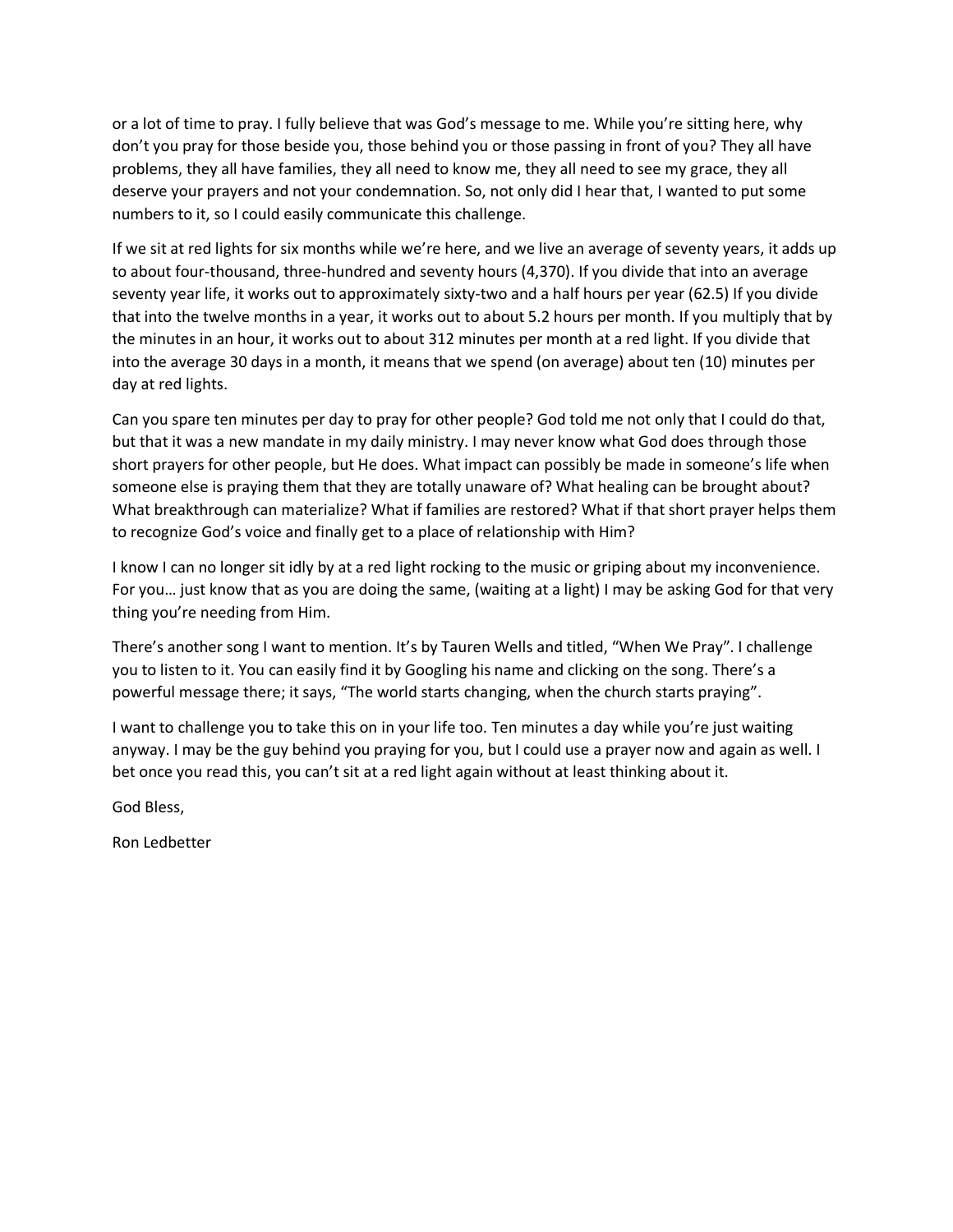or a lot of time to pray. I fully believe that was God's message to me. While you're sitting here, why don't you pray for those beside you, those behind you or those passing in front of you? They all have problems, they all have families, they all need to know me, they all need to see my grace, they all deserve your prayers and not your condemnation. So, not only did I hear that, I wanted to put some numbers to it, so I could easily communicate this challenge.

If we sit at red lights for six months while we're here, and we live an average of seventy years, it adds up to about four-thousand, three-hundred and seventy hours (4,370). If you divide that into an average seventy year life, it works out to approximately sixty-two and a half hours per year (62.5) If you divide that into the twelve months in a year, it works out to about 5.2 hours per month. If you multiply that by the minutes in an hour, it works out to about 312 minutes per month at a red light. If you divide that into the average 30 days in a month, it means that we spend (on average) about ten (10) minutes per day at red lights.

Can you spare ten minutes per day to pray for other people? God told me not only that I could do that, but that it was a new mandate in my daily ministry. I may never know what God does through those short prayers for other people, but He does. What impact can possibly be made in someone's life when someone else is praying them that they are totally unaware of? What healing can be brought about? What breakthrough can materialize? What if families are restored? What if that short prayer helps them to recognize God's voice and finally get to a place of relationship with Him?

I know I can no longer sit idly by at a red light rocking to the music or griping about my inconvenience. For you… just know that as you are doing the same, (waiting at a light) I may be asking God for that very thing you're needing from Him.

There's another song I want to mention. It's by Tauren Wells and titled, "When We Pray". I challenge you to listen to it. You can easily find it by Googling his name and clicking on the song. There's a powerful message there; it says, "The world starts changing, when the church starts praying".

I want to challenge you to take this on in your life too. Ten minutes a day while you're just waiting anyway. I may be the guy behind you praying for you, but I could use a prayer now and again as well. I bet once you read this, you can't sit at a red light again without at least thinking about it.

God Bless,

Ron Ledbetter